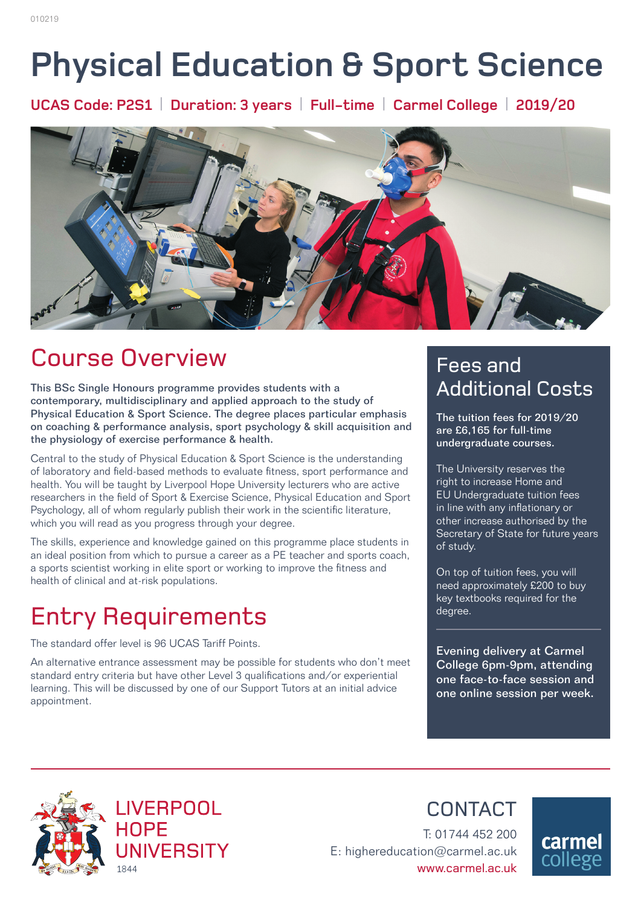010219

# Physical Education & Sport Science

**UCAS Code: P2S1 | Duration: 3 years | Full-time | Carmel College | 2019/20**

## Course Overview

**This BSc Single Honours programme provides students with a contemporary, multidisciplinary and applied approach to the study of Physical Education & Sport Science. The degree places particular emphasis on coaching & performance analysis, sport psychology & skill acquisition and the physiology of exercise performance & health.**

Central to the study of Physical Education & Sport Science is the understanding of laboratory and field-based methods to evaluate fitness, sport performance and health. You will be taught by Liverpool Hope University lecturers who are active researchers in the field of Sport & Exercise Science, Physical Education and Sport Psychology, all of whom regularly publish their work in the scientific literature, which you will read as you progress through your degree.

The skills, experience and knowledge gained on this programme place students in an ideal position from which to pursue a career as a PE teacher and sports coach, a sports scientist working in elite sport or working to improve the fitness and health of clinical and at-risk populations.

## Entry Requirements

The standard offer level is 96 UCAS Tariff Points.

An alternative entrance assessment may be possible for students who don't meet standard entry criteria but have other Level 3 qualifications and/or experiential learning. This will be discussed by one of our Support Tutors at an initial advice appointment.

## Fees and Additional Costs

**The tuition fees for 2019/20 are £6,165 for full-time undergraduate courses.**

The University reserves the right to increase Home and EU Undergraduate tuition fees in line with any inflationary or other increase authorised by the Secretary of State for future years of study.

On top of tuition fees, you will need approximately £200 to buy key textbooks required for the degree.

**Evening delivery at Carmel College 6pm-9pm, attending one face-to-face session and one online session per week.**

LIVERPOOL HOPE UNIVERSITY 1844

## CONTACT

T: 01744 452 200
E: highereducation@carmel.ac.uk
www.carmel.ac.uk

carmel college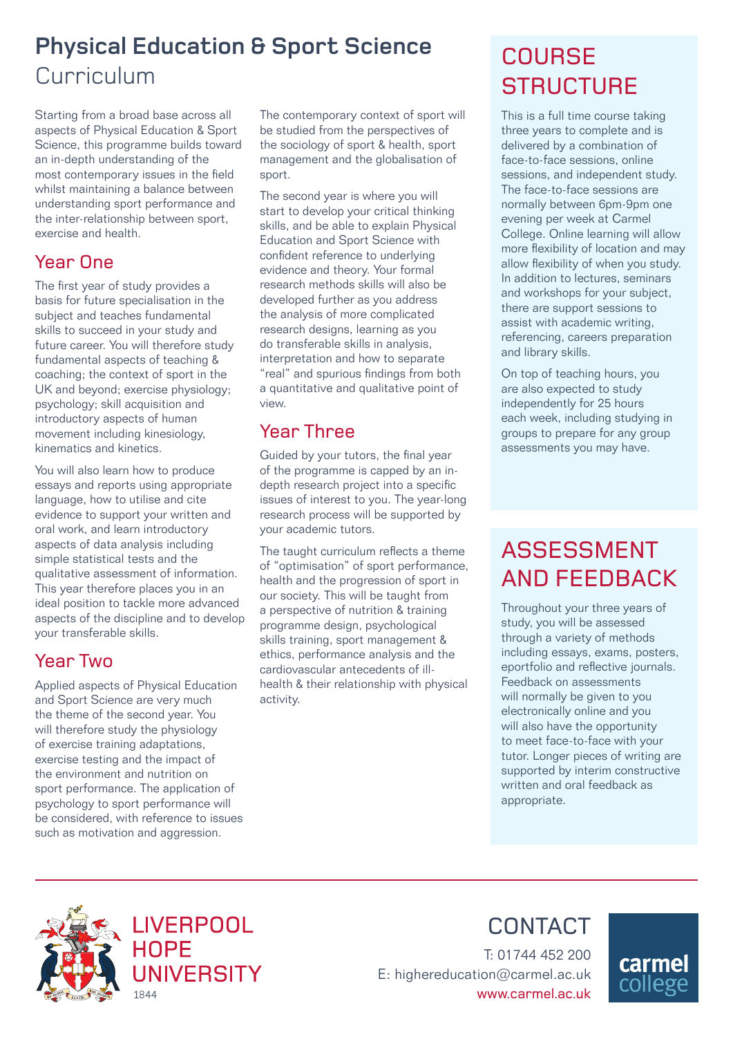# **Physical Education & Sport Science** Curriculum

Starting from a broad base across all aspects of Physical Education & Sport Science, this programme builds toward an in-depth understanding of the most contemporary issues in the field whilst maintaining a balance between understanding sport performance and the inter-relationship between sport, exercise and health.

## Year One

The first year of study provides a basis for future specialisation in the subject and teaches fundamental skills to succeed in your study and future career. You will therefore study fundamental aspects of teaching & coaching; the context of sport in the UK and beyond; exercise physiology; psychology; skill acquisition and introductory aspects of human movement including kinesiology, kinematics and kinetics.

You will also learn how to produce essays and reports using appropriate language, how to utilise and cite evidence to support your written and oral work, and learn introductory aspects of data analysis including simple statistical tests and the qualitative assessment of information. This year therefore places you in an ideal position to tackle more advanced aspects of the discipline and to develop your transferable skills.

## Year Two

Applied aspects of Physical Education and Sport Science are very much the theme of the second year. You will therefore study the physiology of exercise training adaptations, exercise testing and the impact of the environment and nutrition on sport performance. The application of psychology to sport performance will be considered, with reference to issues such as motivation and aggression.

The contemporary context of sport will be studied from the perspectives of the sociology of sport & health, sport management and the globalisation of sport.

The second year is where you will start to develop your critical thinking skills, and be able to explain Physical Education and Sport Science with confident reference to underlying evidence and theory. Your formal research methods skills will also be developed further as you address the analysis of more complicated research designs, learning as you do transferable skills in analysis, interpretation and how to separate "real" and spurious findings from both a quantitative and qualitative point of view.

## Year Three

Guided by your tutors, the final year of the programme is capped by an in-depth research project into a specific issues of interest to you. The year-long research process will be supported by your academic tutors.

The taught curriculum reflects a theme of "optimisation" of sport performance, health and the progression of sport in our society. This will be taught from a perspective of nutrition & training programme design, psychological skills training, sport management & ethics, performance analysis and the cardiovascular antecedents of ill-health & their relationship with physical activity.

## COURSE STRUCTURE

This is a full time course taking three years to complete and is delivered by a combination of face-to-face sessions, online sessions, and independent study. The face-to-face sessions are normally between 6pm-9pm one evening per week at Carmel College. Online learning will allow more flexibility of location and may allow flexibility of when you study. In addition to lectures, seminars and workshops for your subject, there are support sessions to assist with academic writing, referencing, careers preparation and library skills.

On top of teaching hours, you are also expected to study independently for 25 hours each week, including studying in groups to prepare for any group assessments you may have.

## ASSESSMENT AND FEEDBACK

Throughout your three years of study, you will be assessed through a variety of methods including essays, exams, posters, eportfolio and reflective journals. Feedback on assessments will normally be given to you electronically online and you will also have the opportunity to meet face-to-face with your tutor. Longer pieces of writing are supported by interim constructive written and oral feedback as appropriate.

LIVERPOOL HOPE UNIVERSITY
1844

## CONTACT

T: 01744 452 200
E: highereducation@carmel.ac.uk
www.carmel.ac.uk

carmel college